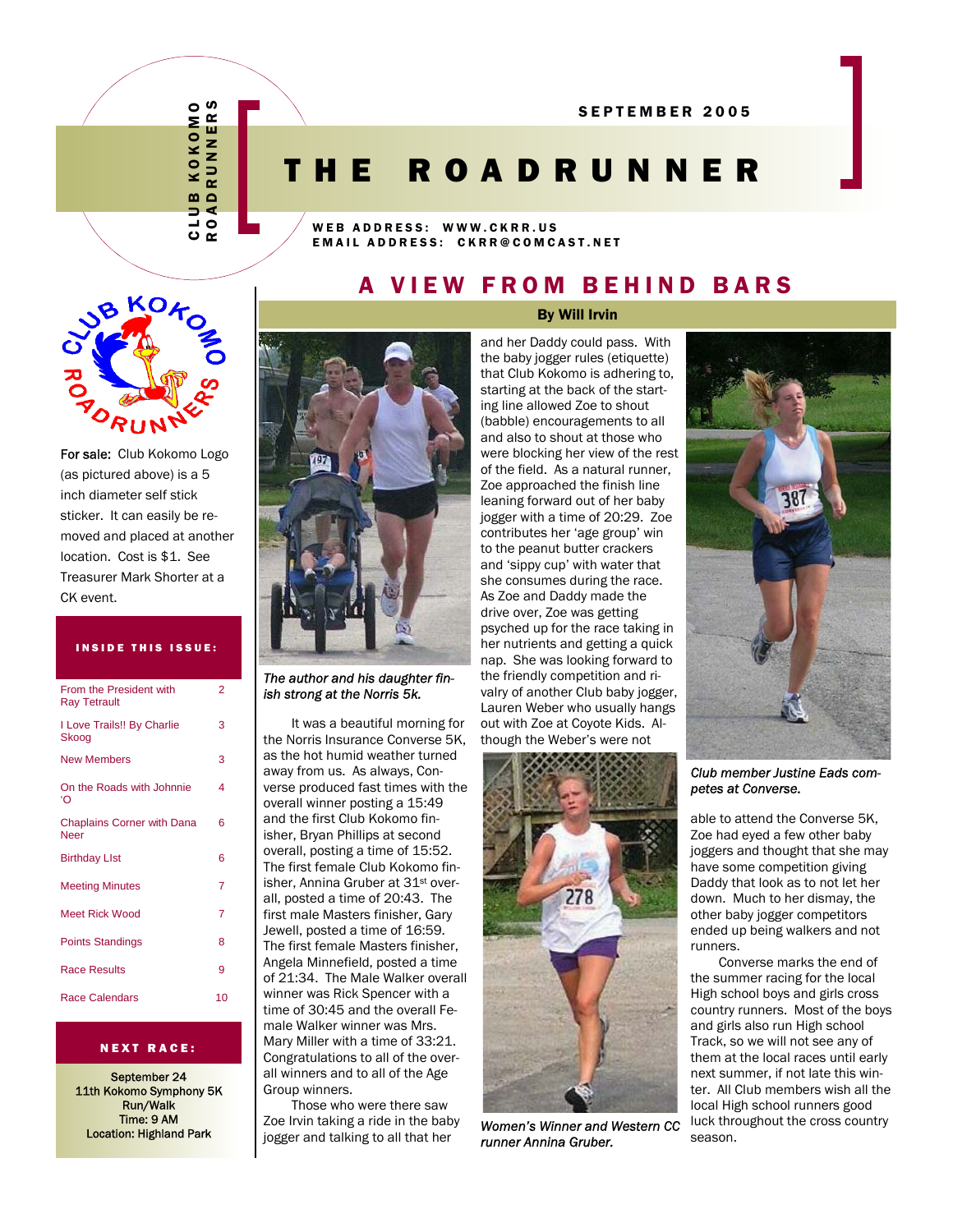CLUB KOKOMO ROADRUNNERS

SEPTEMBER 2005

# THE ROADRUNNER

WEB ADDRESS: WWW.CKRR.US
EMAIL ADDRESS: CKRR@COMCAST.NET

**For sale:** Club Kokomo Logo (as pictured above) is a 5 inch diameter self stick sticker. It can easily be removed and placed at another location. Cost is $1. See Treasurer Mark Shorter at a CK event.

**INSIDE THIS ISSUE:**

| | |
|---|---|
| From the President with Ray Tetrault | 2 |
| I Love Trails!! By Charlie Skoog | 3 |
| New Members | 3 |
| On the Roads with Johnnie 'O | 4 |
| Chaplains Corner with Dana Neer | 6 |
| Birthday LIst | 6 |
| Meeting Minutes | 7 |
| Meet Rick Wood | 7 |
| Points Standings | 8 |
| Race Results | 9 |
| Race Calendars | 10 |

**NEXT RACE:**

September 24
11th Kokomo Symphony 5K Run/Walk
Time: 9 AM
Location: Highland Park

## A VIEW FROM BEHIND BARS

**By Will Irvin**

*The author and his daughter finish strong at the Norris 5k.*

It was a beautiful morning for the Norris Insurance Converse 5K, as the hot humid weather turned away from us. As always, Converse produced fast times with the overall winner posting a 15:49 and the first Club Kokomo finisher, Bryan Phillips at second overall, posting a time of 15:52. The first female Club Kokomo finisher, Annina Gruber at 31st overall, posted a time of 20:43. The first male Masters finisher, Gary Jewell, posted a time of 16:59. The first female Masters finisher, Angela Minnefield, posted a time of 21:34. The Male Walker overall winner was Rick Spencer with a time of 30:45 and the overall Female Walker winner was Mrs. Mary Miller with a time of 33:21. Congratulations to all of the overall winners and to all of the Age Group winners.

Those who were there saw Zoe Irvin taking a ride in the baby jogger and talking to all that her and her Daddy could pass. With the baby jogger rules (etiquette) that Club Kokomo is adhering to, starting at the back of the starting line allowed Zoe to shout (babble) encouragements to all and also to shout at those who were blocking her view of the rest of the field. As a natural runner, Zoe approached the finish line leaning forward out of her baby jogger with a time of 20:29. Zoe contributes her 'age group' win to the peanut butter crackers and 'sippy cup' with water that she consumes during the race. As Zoe and Daddy made the drive over, Zoe was getting psyched up for the race taking in her nutrients and getting a quick nap. She was looking forward to the friendly competition and rivalry of another Club baby jogger, Lauren Weber who usually hangs out with Zoe at Coyote Kids. Although the Weber's were not able to attend the Converse 5K, Zoe had eyed a few other baby joggers and thought that she may have some competition giving Daddy that look as to not let her down. Much to her dismay, the other baby jogger competitors ended up being walkers and not runners.

*Women's Winner and Western CC runner Annina Gruber.*

*Club member Justine Eads competes at Converse.*

Converse marks the end of the summer racing for the local High school boys and girls cross country runners. Most of the boys and girls also run High school Track, so we will not see any of them at the local races until early next summer, if not late this winter. All Club members wish all the local High school runners good luck throughout the cross country season.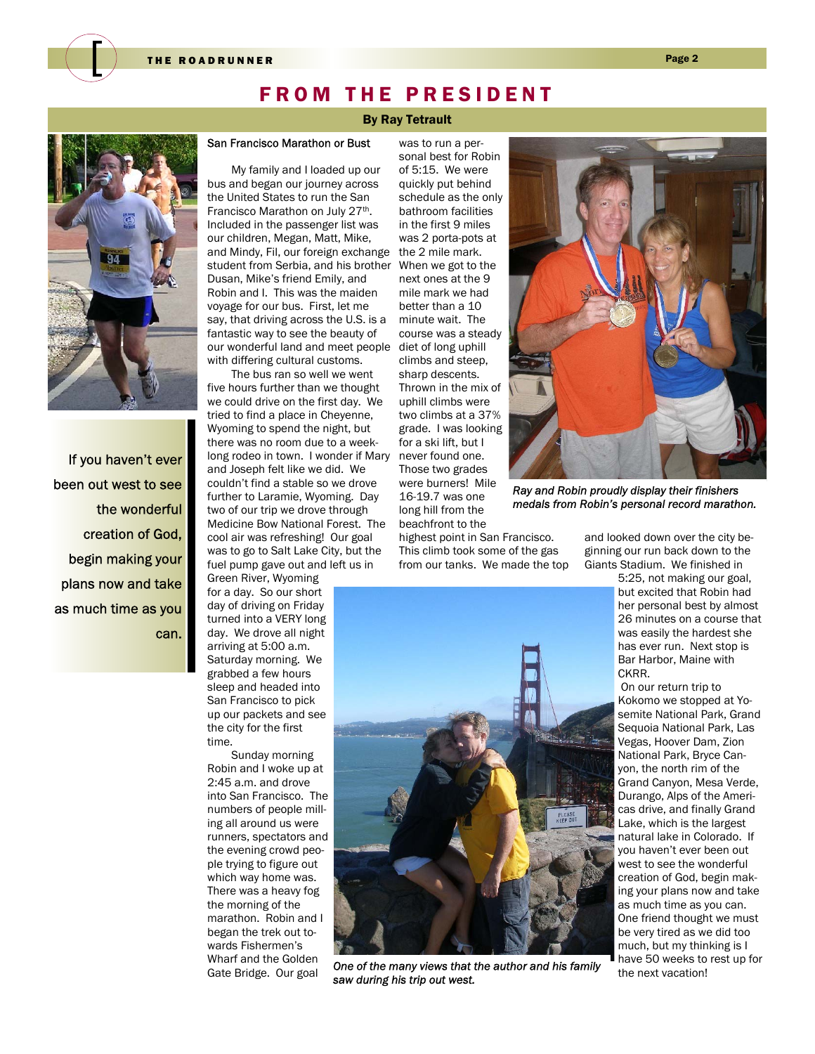# FROM THE PRESIDENT

**By Ray Tetrault**

If you haven't ever been out west to see the wonderful creation of God, begin making your plans now and take as much time as you can.

## San Francisco Marathon or Bust

My family and I loaded up our bus and began our journey across the United States to run the San Francisco Marathon on July 27th. Included in the passenger list was our children, Megan, Matt, Mike, and Mindy, Fil, our foreign exchange student from Serbia, and his brother Dusan, Mike's friend Emily, and Robin and I. This was the maiden voyage for our bus. First, let me say, that driving across the U.S. is a fantastic way to see the beauty of our wonderful land and meet people with differing cultural customs.

The bus ran so well we went five hours further than we thought we could drive on the first day. We tried to find a place in Cheyenne, Wyoming to spend the night, but there was no room due to a week-long rodeo in town. I wonder if Mary and Joseph felt like we did. We couldn't find a stable so we drove further to Laramie, Wyoming. Day two of our trip we drove through Medicine Bow National Forest. The cool air was refreshing! Our goal was to go to Salt Lake City, but the fuel pump gave out and left us in Green River, Wyoming for a day. So our short day of driving on Friday turned into a VERY long day. We drove all night arriving at 5:00 a.m. Saturday morning. We grabbed a few hours sleep and headed into San Francisco to pick up our packets and see the city for the first time.

Sunday morning Robin and I woke up at 2:45 a.m. and drove into San Francisco. The numbers of people milling all around us were runners, spectators and the evening crowd people trying to figure out which way home was. There was a heavy fog the morning of the marathon. Robin and I began the trek out towards Fishermen's Wharf and the Golden Gate Bridge. Our goal was to run a personal best for Robin of 5:15. We were quickly put behind schedule as the only bathroom facilities in the first 9 miles was 2 porta-pots at the 2 mile mark. When we got to the next ones at the 9 mile mark we had better than a 10 minute wait. The course was a steady diet of long uphill climbs and steep, sharp descents. Thrown in the mix of uphill climbs were two climbs at a 37% grade. I was looking for a ski lift, but I never found one. Those two grades were burners! Mile 16-19.7 was one long hill from the beachfront to the highest point in San Francisco. This climb took some of the gas from our tanks. We made the top and looked down over the city beginning our run back down to the Giants Stadium. We finished in 5:25, not making our goal, but excited that Robin had her personal best by almost 26 minutes on a course that was easily the hardest she has ever run. Next stop is Bar Harbor, Maine with CKRR.

*Ray and Robin proudly display their finishers medals from Robin's personal record marathon.*

On our return trip to Kokomo we stopped at Yosemite National Park, Grand Sequoia National Park, Las Vegas, Hoover Dam, Zion National Park, Bryce Canyon, the north rim of the Grand Canyon, Mesa Verde, Durango, Alps of the Americas drive, and finally Grand Lake, which is the largest natural lake in Colorado. If you haven't ever been out west to see the wonderful creation of God, begin making your plans now and take as much time as you can. One friend thought we must be very tired as we did too much, but my thinking is I have 50 weeks to rest up for the next vacation!

*One of the many views that the author and his family saw during his trip out west.*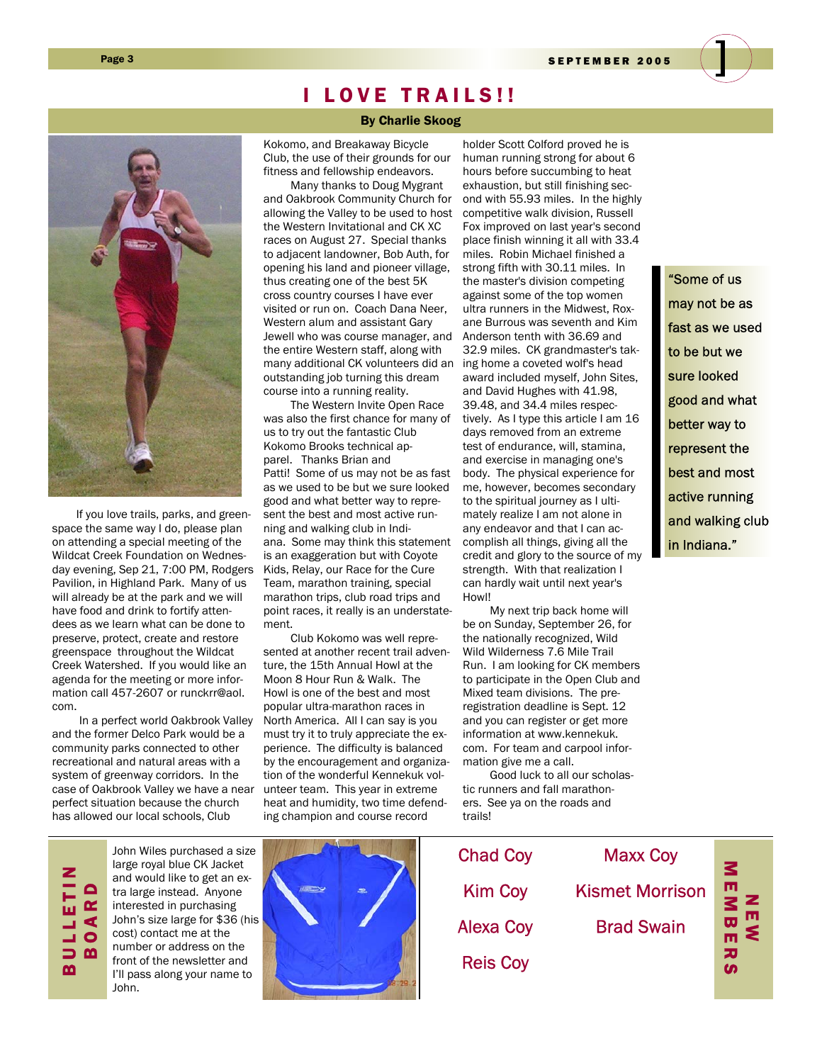# I LOVE TRAILS!!

**By Charlie Skoog**

If you love trails, parks, and greenspace the same way I do, please plan on attending a special meeting of the Wildcat Creek Foundation on Wednesday evening, Sep 21, 7:00 PM, Rodgers Pavilion, in Highland Park. Many of us will already be at the park and we will have food and drink to fortify attendees as we learn what can be done to preserve, protect, create and restore greenspace throughout the Wildcat Creek Watershed. If you would like an agenda for the meeting or more information call 457-2607 or runckrr@aol.com.

In a perfect world Oakbrook Valley and the former Delco Park would be a community parks connected to other recreational and natural areas with a system of greenway corridors. In the case of Oakbrook Valley we have a near perfect situation because the church has allowed our local schools, Club Kokomo, and Breakaway Bicycle Club, the use of their grounds for our fitness and fellowship endeavors.

Many thanks to Doug Mygrant and Oakbrook Community Church for allowing the Valley to be used to host the Western Invitational and CK XC races on August 27. Special thanks to adjacent landowner, Bob Auth, for opening his land and pioneer village, thus creating one of the best 5K cross country courses I have ever visited or run on. Coach Dana Neer, Western alum and assistant Gary Jewell who was course manager, and the entire Western staff, along with many additional CK volunteers did an outstanding job turning this dream course into a running reality.

The Western Invite Open Race was also the first chance for many of us to try out the fantastic Club Kokomo Brooks technical apparel. Thanks Brian and Patti! Some of us may not be as fast as we used to be but we sure looked good and what better way to represent the best and most active running and walking club in Indiana. Some may think this statement is an exaggeration but with Coyote Kids, Relay, our Race for the Cure Team, marathon training, special marathon trips, club road trips and point races, it really is an understatement.

> "Some of us may not be as fast as we used to be but we sure looked good and what better way to represent the best and most active running and walking club in Indiana."

Club Kokomo was well represented at another recent trail adventure, the 15th Annual Howl at the Moon 8 Hour Run & Walk. The Howl is one of the best and most popular ultra-marathon races in North America. All I can say is you must try it to truly appreciate the experience. The difficulty is balanced by the encouragement and organization of the wonderful Kennekuk volunteer team. This year in extreme heat and humidity, two time defending champion and course record holder Scott Colford proved he is human running strong for about 6 hours before succumbing to heat exhaustion, but still finishing second with 55.93 miles. In the highly competitive walk division, Russell Fox improved on last year's second place finish winning it all with 33.4 miles. Robin Michael finished a strong fifth with 30.11 miles. In the master's division competing against some of the top women ultra runners in the Midwest, Roxane Burrous was seventh and Kim Anderson tenth with 36.69 and 32.9 miles. CK grandmaster's taking home a coveted wolf's head award included myself, John Sites, and David Hughes with 41.98, 39.48, and 34.4 miles respectively. As I type this article I am 16 days removed from an extreme test of endurance, will, stamina, and exercise in managing one's body. The physical experience for me, however, becomes secondary to the spiritual journey as I ultimately realize I am not alone in any endeavor and that I can accomplish all things, giving all the credit and glory to the source of my strength. With that realization I can hardly wait until next year's Howl!

My next trip back home will be on Sunday, September 26, for the nationally recognized, Wild Wild Wilderness 7.6 Mile Trail Run. I am looking for CK members to participate in the Open Club and Mixed team divisions. The pre-registration deadline is Sept. 12 and you can register or get more information at www.kennekuk.com. For team and carpool information give me a call.

Good luck to all our scholastic runners and fall marathoners. See ya on the roads and trails!

## BULLETIN BOARD

John Wiles purchased a size large royal blue CK Jacket and would like to get an extra large instead. Anyone interested in purchasing John's size large for $36 (his cost) contact me at the number or address on the front of the newsletter and I'll pass along your name to John.

## NEW MEMBERS

Chad Coy
Kim Coy
Alexa Coy
Reis Coy
Maxx Coy
Kismet Morrison
Brad Swain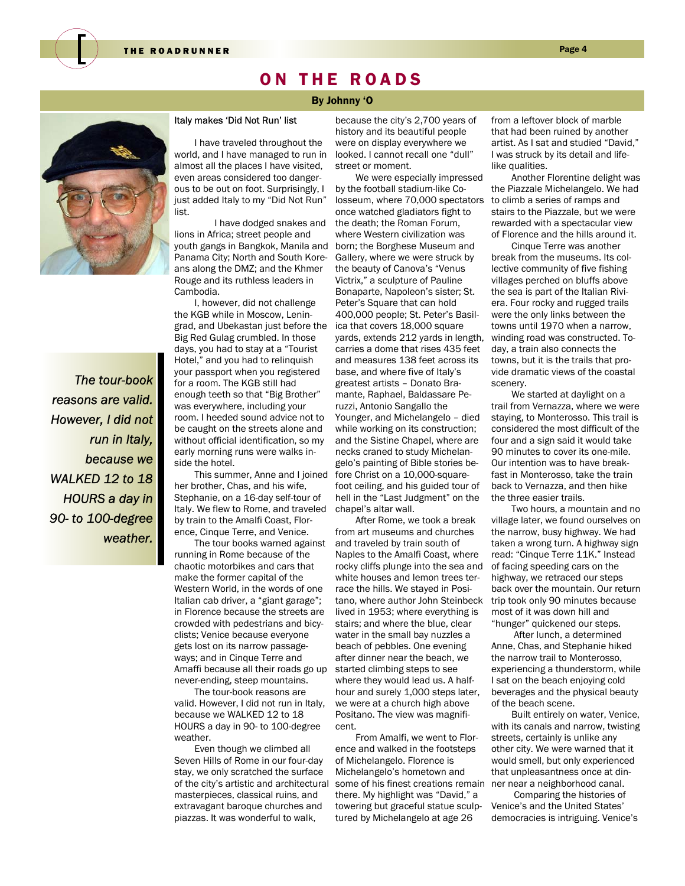# ON THE ROADS

**By Johnny 'O**

### Italy makes 'Did Not Run' list

I have traveled throughout the world, and I have managed to run in almost all the places I have visited, even areas considered too dangerous to be out on foot. Surprisingly, I just added Italy to my "Did Not Run" list.

I have dodged snakes and lions in Africa; street people and youth gangs in Bangkok, Manila and Panama City; North and South Koreans along the DMZ; and the Khmer Rouge and its ruthless leaders in Cambodia.

I, however, did not challenge the KGB while in Moscow, Leningrad, and Ubekastan just before the Big Red Gulag crumbled. In those days, you had to stay at a "Tourist Hotel," and you had to relinquish your passport when you registered for a room. The KGB still had enough teeth so that "Big Brother" was everywhere, including your room. I heeded sound advice not to be caught on the streets alone and without official identification, so my early morning runs were walks inside the hotel.

This summer, Anne and I joined her brother, Chas, and his wife, Stephanie, on a 16-day self-tour of Italy. We flew to Rome, and traveled by train to the Amalfi Coast, Florence, Cinque Terre, and Venice.

The tour books warned against running in Rome because of the chaotic motorbikes and cars that make the former capital of the Western World, in the words of one Italian cab driver, a "giant garage"; in Florence because the streets are crowded with pedestrians and bicyclists; Venice because everyone gets lost on its narrow passageways; and in Cinque Terre and Amaffi because all their roads go up never-ending, steep mountains.

The tour-book reasons are valid. However, I did not run in Italy, because we WALKED 12 to 18 HOURS a day in 90- to 100-degree weather.

> *The tour-book reasons are valid. However, I did not run in Italy, because we WALKED 12 to 18 HOURS a day in 90- to 100-degree weather.*

Even though we climbed all Seven Hills of Rome in our four-day stay, we only scratched the surface of the city's artistic and architectural masterpieces, classical ruins, and extravagant baroque churches and piazzas. It was wonderful to walk, because the city's 2,700 years of history and its beautiful people were on display everywhere we looked. I cannot recall one "dull" street or moment.

We were especially impressed by the football stadium-like Colosseum, where 70,000 spectators once watched gladiators fight to the death; the Roman Forum, where Western civilization was born; the Borghese Museum and Gallery, where we were struck by the beauty of Canova's "Venus Victrix," a sculpture of Pauline Bonaparte, Napoleon's sister; St. Peter's Square that can hold 400,000 people; St. Peter's Basilica that covers 18,000 square yards, extends 212 yards in length, carries a dome that rises 435 feet and measures 138 feet across its base, and where five of Italy's greatest artists – Donato Bramante, Raphael, Baldassare Peruzzi, Antonio Sangallo the Younger, and Michelangelo – died while working on its construction; and the Sistine Chapel, where are necks craned to study Michelangelo's painting of Bible stories before Christ on a 10,000-square-foot ceiling, and his guided tour of hell in the "Last Judgment" on the chapel's altar wall.

After Rome, we took a break from art museums and churches and traveled by train south of Naples to the Amalfi Coast, where rocky cliffs plunge into the sea and white houses and lemon trees terrace the hills. We stayed in Positano, where author John Steinbeck lived in 1953; where everything is stairs; and where the blue, clear water in the small bay nuzzles a beach of pebbles. One evening after dinner near the beach, we started climbing steps to see where they would lead us. A half-hour and surely 1,000 steps later, we were at a church high above Positano. The view was magnificent.

From Amalfi, we went to Florence and walked in the footsteps of Michelangelo. Florence is Michelangelo's hometown and some of his finest creations remain there. My highlight was "David," a towering but graceful statue sculptured by Michelangelo at age 26 from a leftover block of marble that had been ruined by another artist. As I sat and studied "David," I was struck by its detail and life-like qualities.

Another Florentine delight was the Piazzale Michelangelo. We had to climb a series of ramps and stairs to the Piazzale, but we were rewarded with a spectacular view of Florence and the hills around it.

Cinque Terre was another break from the museums. Its collective community of five fishing villages perched on bluffs above the sea is part of the Italian Riviera. Four rocky and rugged trails were the only links between the towns until 1970 when a narrow, winding road was constructed. Today, a train also connects the towns, but it is the trails that provide dramatic views of the coastal scenery.

We started at daylight on a trail from Vernazza, where we were staying, to Monterosso. This trail is considered the most difficult of the four and a sign said it would take 90 minutes to cover its one-mile. Our intention was to have breakfast in Monterosso, take the train back to Vernazza, and then hike the three easier trails.

Two hours, a mountain and no village later, we found ourselves on the narrow, busy highway. We had taken a wrong turn. A highway sign read: "Cinque Terre 11K." Instead of facing speeding cars on the highway, we retraced our steps back over the mountain. Our return trip took only 90 minutes because most of it was down hill and "hunger" quickened our steps.

After lunch, a determined Anne, Chas, and Stephanie hiked the narrow trail to Monterosso, experiencing a thunderstorm, while I sat on the beach enjoying cold beverages and the physical beauty of the beach scene.

Built entirely on water, Venice, with its canals and narrow, twisting streets, certainly is unlike any other city. We were warned that it would smell, but only experienced that unpleasantness once at dinner near a neighborhood canal.

Comparing the histories of Venice's and the United States' democracies is intriguing. Venice's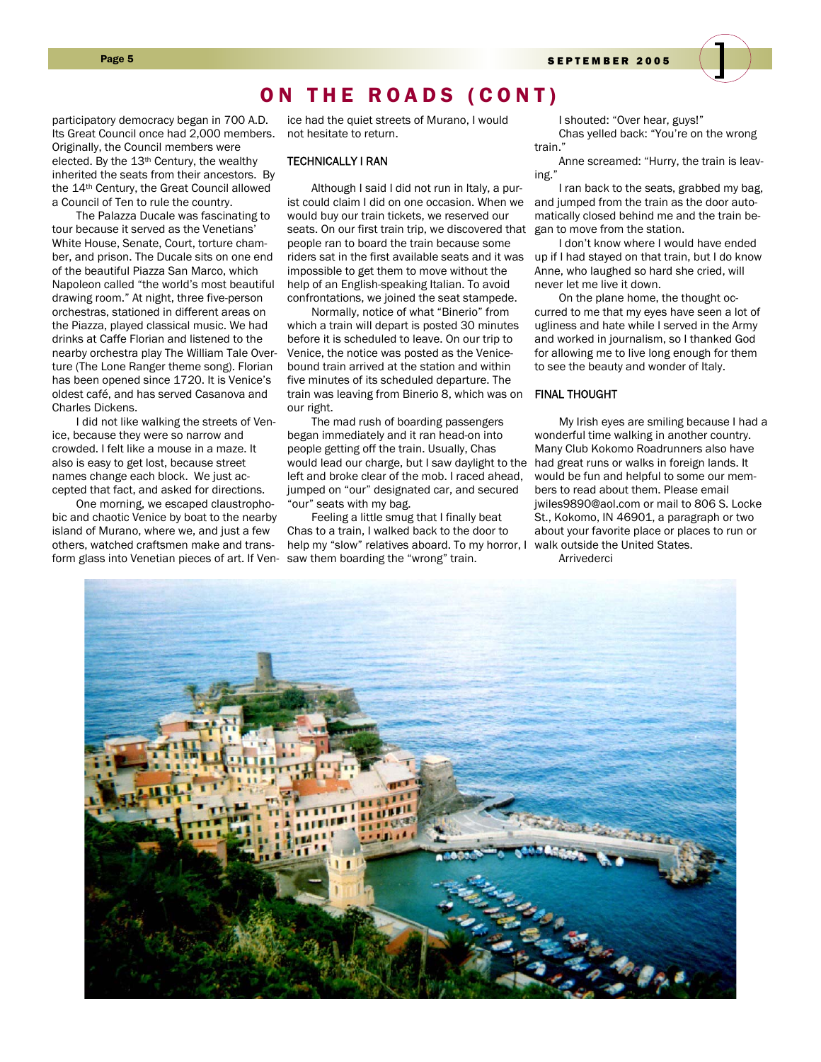## ON THE ROADS (CONT)

participatory democracy began in 700 A.D. Its Great Council once had 2,000 members. Originally, the Council members were elected. By the 13th Century, the wealthy inherited the seats from their ancestors. By the 14th Century, the Great Council allowed a Council of Ten to rule the country.

The Palazza Ducale was fascinating to tour because it served as the Venetians' White House, Senate, Court, torture chamber, and prison. The Ducale sits on one end of the beautiful Piazza San Marco, which Napoleon called "the world's most beautiful drawing room." At night, three five-person orchestras, stationed in different areas on the Piazza, played classical music. We had drinks at Caffe Florian and listened to the nearby orchestra play The William Tale Overture (The Lone Ranger theme song). Florian has been opened since 1720. It is Venice's oldest café, and has served Casanova and Charles Dickens.

I did not like walking the streets of Venice, because they were so narrow and crowded. I felt like a mouse in a maze. It also is easy to get lost, because street names change each block. We just accepted that fact, and asked for directions.

One morning, we escaped claustrophobic and chaotic Venice by boat to the nearby island of Murano, where we, and just a few others, watched craftsmen make and transform glass into Venetian pieces of art. If Venice had the quiet streets of Murano, I would not hesitate to return.

### TECHNICALLY I RAN

Although I said I did not run in Italy, a purist could claim I did on one occasion. When we would buy our train tickets, we reserved our seats. On our first train trip, we discovered that people ran to board the train because some riders sat in the first available seats and it was impossible to get them to move without the help of an English-speaking Italian. To avoid confrontations, we joined the seat stampede.

Normally, notice of what "Binerio" from which a train will depart is posted 30 minutes before it is scheduled to leave. On our trip to Venice, the notice was posted as the Venice-bound train arrived at the station and within five minutes of its scheduled departure. The train was leaving from Binerio 8, which was on our right.

The mad rush of boarding passengers began immediately and it ran head-on into people getting off the train. Usually, Chas would lead our charge, but I saw daylight to the left and broke clear of the mob. I raced ahead, jumped on "our" designated car, and secured "our" seats with my bag.

Feeling a little smug that I finally beat Chas to a train, I walked back to the door to help my "slow" relatives aboard. To my horror, I saw them boarding the "wrong" train.

I shouted: "Over hear, guys!"

Chas yelled back: "You're on the wrong train."

Anne screamed: "Hurry, the train is leaving."

I ran back to the seats, grabbed my bag, and jumped from the train as the door automatically closed behind me and the train began to move from the station.

I don't know where I would have ended up if I had stayed on that train, but I do know Anne, who laughed so hard she cried, will never let me live it down.

On the plane home, the thought occurred to me that my eyes have seen a lot of ugliness and hate while I served in the Army and worked in journalism, so I thanked God for allowing me to live long enough for them to see the beauty and wonder of Italy.

### FINAL THOUGHT

My Irish eyes are smiling because I had a wonderful time walking in another country. Many Club Kokomo Roadrunners also have had great runs or walks in foreign lands. It would be fun and helpful to some our members to read about them. Please email jwiles9890@aol.com or mail to 806 S. Locke St., Kokomo, IN 46901, a paragraph or two about your favorite place or places to run or walk outside the United States.

Arrivederci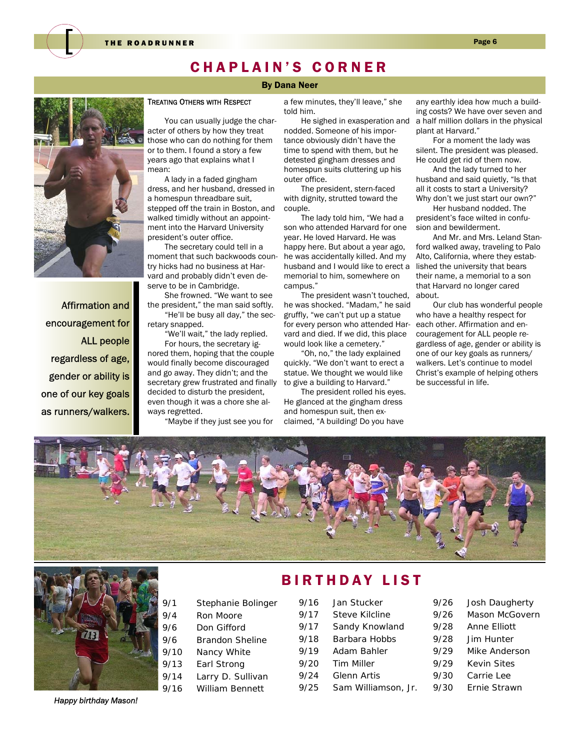# CHAPLAIN'S CORNER

**By Dana Neer**

Affirmation and encouragement for ALL people regardless of age, gender or ability is one of our key goals as runners/walkers.

### TREATING OTHERS WITH RESPECT

You can usually judge the character of others by how they treat those who can do nothing for them or to them. I found a story a few years ago that explains what I mean:

A lady in a faded gingham dress, and her husband, dressed in a homespun threadbare suit, stepped off the train in Boston, and walked timidly without an appointment into the Harvard University president's outer office.

The secretary could tell in a moment that such backwoods country hicks had no business at Harvard and probably didn't even deserve to be in Cambridge.

She frowned. "We want to see the president," the man said softly.

"He'll be busy all day," the secretary snapped.

"We'll wait," the lady replied.

For hours, the secretary ignored them, hoping that the couple would finally become discouraged and go away. They didn't; and the secretary grew frustrated and finally decided to disturb the president, even though it was a chore she always regretted.

"Maybe if they just see you for a few minutes, they'll leave," she told him.

He sighed in exasperation and nodded. Someone of his importance obviously didn't have the time to spend with them, but he detested gingham dresses and homespun suits cluttering up his outer office.

The president, stern-faced with dignity, strutted toward the couple.

The lady told him, "We had a son who attended Harvard for one year. He loved Harvard. He was happy here. But about a year ago, he was accidentally killed. And my husband and I would like to erect a memorial to him, somewhere on campus."

The president wasn't touched, he was shocked. "Madam," he said gruffly, "we can't put up a statue for every person who attended Harvard and died. If we did, this place would look like a cemetery."

"Oh, no," the lady explained quickly. "We don't want to erect a statue. We thought we would like to give a building to Harvard."

The president rolled his eyes. He glanced at the gingham dress and homespun suit, then exclaimed, "A building! Do you have any earthly idea how much a building costs? We have over seven and a half million dollars in the physical plant at Harvard."

For a moment the lady was silent. The president was pleased. He could get rid of them now.

And the lady turned to her husband and said quietly, "Is that all it costs to start a University? Why don't we just start our own?"

Her husband nodded. The president's face wilted in confusion and bewilderment.

And Mr. and Mrs. Leland Stanford walked away, traveling to Palo Alto, California, where they established the university that bears their name, a memorial to a son that Harvard no longer cared about.

Our club has wonderful people who have a healthy respect for each other. Affirmation and encouragement for ALL people regardless of age, gender or ability is one of our key goals as runners/walkers. Let's continue to model Christ's example of helping others be successful in life.

# BIRTHDAY LIST

| Date | Name |
|---|---|
| 9/1 | Stephanie Bolinger |
| 9/4 | Ron Moore |
| 9/6 | Don Gifford |
| 9/6 | Brandon Sheline |
| 9/10 | Nancy White |
| 9/13 | Earl Strong |
| 9/14 | Larry D. Sullivan |
| 9/16 | William Bennett |
| 9/16 | Jan Stucker |
| 9/17 | Steve Kilcline |
| 9/17 | Sandy Knowland |
| 9/18 | Barbara Hobbs |
| 9/19 | Adam Bahler |
| 9/20 | Tim Miller |
| 9/24 | Glenn Artis |
| 9/25 | Sam Williamson, Jr. |
| 9/26 | Josh Daugherty |
| 9/26 | Mason McGovern |
| 9/28 | Anne Elliott |
| 9/28 | Jim Hunter |
| 9/29 | Mike Anderson |
| 9/29 | Kevin Sites |
| 9/30 | Carrie Lee |
| 9/30 | Ernie Strawn |

*Happy birthday Mason!*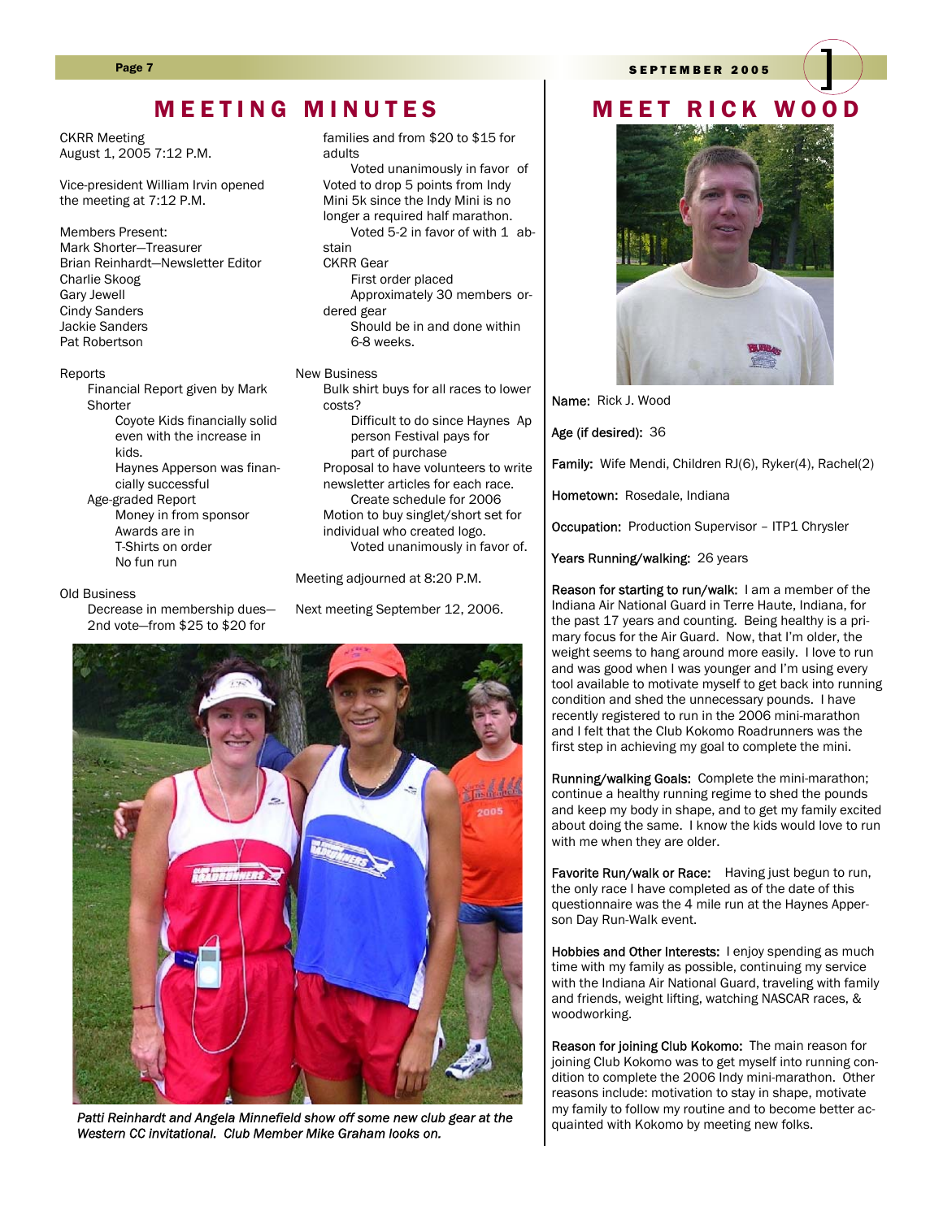# MEETING MINUTES

CKRR Meeting
August 1, 2005 7:12 P.M.

Vice-president William Irvin opened the meeting at 7:12 P.M.

Members Present:
Mark Shorter—Treasurer
Brian Reinhardt—Newsletter Editor
Charlie Skoog
Gary Jewell
Cindy Sanders
Jackie Sanders
Pat Robertson

Reports

- Financial Report given by Mark Shorter
  - Coyote Kids financially solid even with the increase in kids.
  - Haynes Apperson was financially successful
- Age-graded Report
  - Money in from sponsor
  - Awards are in
  - T-Shirts on order
  - No fun run

Old Business

- Decrease in membership dues—2nd vote—from $25 to $20 for families and from $20 to $15 for adults
  - Voted unanimously in favor of
- Voted to drop 5 points from Indy Mini 5k since the Indy Mini is no longer a required half marathon.
  - Voted 5-2 in favor of with 1 abstain
- CKRR Gear
  - First order placed
  - Approximately 30 members ordered gear
  - Should be in and done within 6-8 weeks.

New Business

- Bulk shirt buys for all races to lower costs?
  - Difficult to do since Haynes Apperson Festival pays for part of purchase
- Proposal to have volunteers to write newsletter articles for each race.
  - Create schedule for 2006
- Motion to buy singlet/short set for individual who created logo.
  - Voted unanimously in favor of.

Meeting adjourned at 8:20 P.M.

Next meeting September 12, 2006.

*Patti Reinhardt and Angela Minnefield show off some new club gear at the Western CC invitational. Club Member Mike Graham looks on.*

# MEET RICK WOOD

**Name:** Rick J. Wood

**Age (if desired):** 36

**Family:** Wife Mendi, Children RJ(6), Ryker(4), Rachel(2)

**Hometown:** Rosedale, Indiana

**Occupation:** Production Supervisor – ITP1 Chrysler

**Years Running/walking:** 26 years

**Reason for starting to run/walk:** I am a member of the Indiana Air National Guard in Terre Haute, Indiana, for the past 17 years and counting. Being healthy is a primary focus for the Air Guard. Now, that I'm older, the weight seems to hang around more easily. I love to run and was good when I was younger and I'm using every tool available to motivate myself to get back into running condition and shed the unnecessary pounds. I have recently registered to run in the 2006 mini-marathon and I felt that the Club Kokomo Roadrunners was the first step in achieving my goal to complete the mini.

**Running/walking Goals:** Complete the mini-marathon; continue a healthy running regime to shed the pounds and keep my body in shape, and to get my family excited about doing the same. I know the kids would love to run with me when they are older.

**Favorite Run/walk or Race:** Having just begun to run, the only race I have completed as of the date of this questionnaire was the 4 mile run at the Haynes Apperson Day Run-Walk event.

**Hobbies and Other Interests:** I enjoy spending as much time with my family as possible, continuing my service with the Indiana Air National Guard, traveling with family and friends, weight lifting, watching NASCAR races, & woodworking.

**Reason for joining Club Kokomo:** The main reason for joining Club Kokomo was to get myself into running condition to complete the 2006 Indy mini-marathon. Other reasons include: motivation to stay in shape, motivate my family to follow my routine and to become better acquainted with Kokomo by meeting new folks.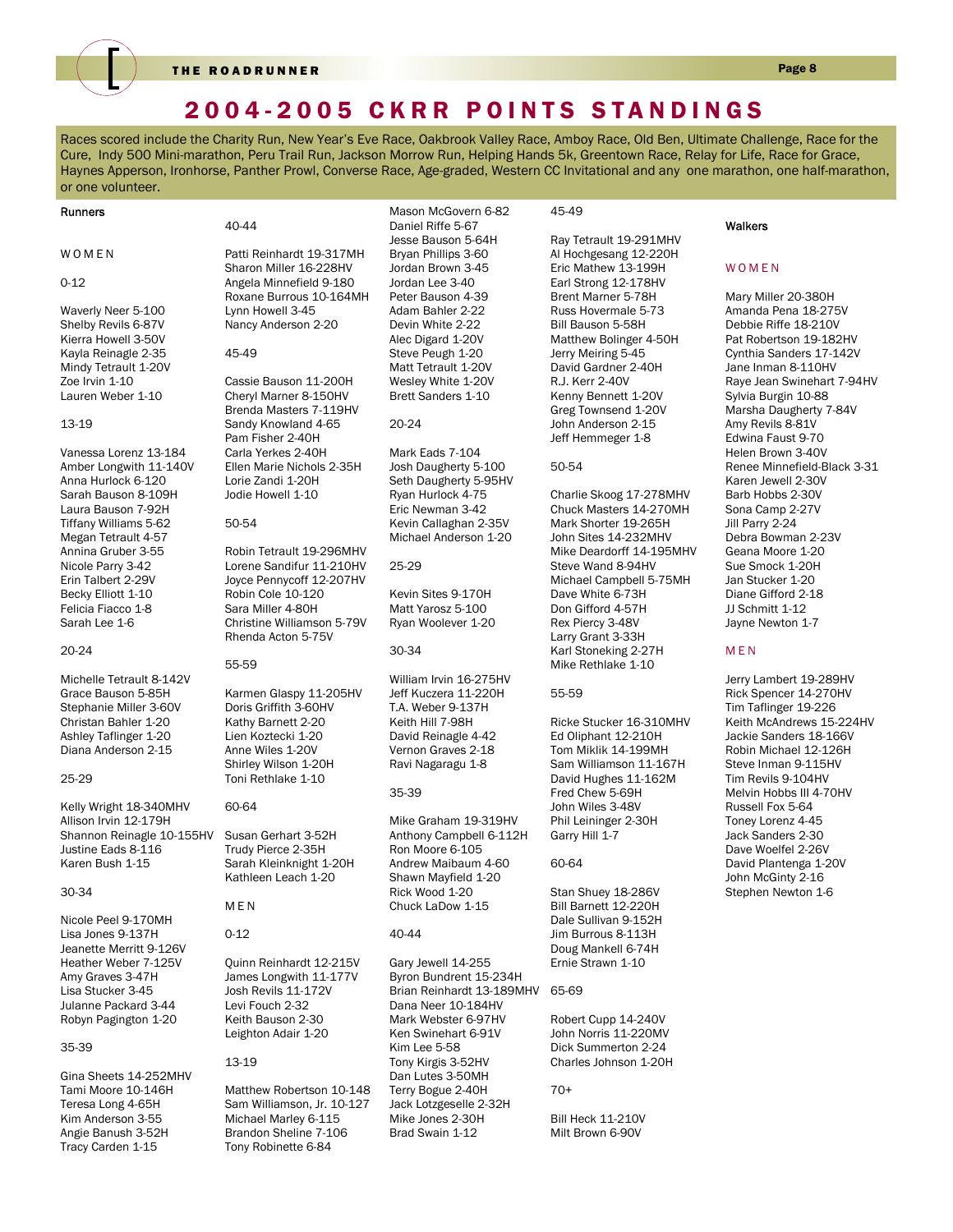# 2004-2005 CKRR POINTS STANDINGS

Races scored include the Charity Run, New Year's Eve Race, Oakbrook Valley Race, Amboy Race, Old Ben, Ultimate Challenge, Race for the Cure, Indy 500 Mini-marathon, Peru Trail Run, Jackson Morrow Run, Helping Hands 5k, Greentown Race, Relay for Life, Race for Grace, Haynes Apperson, Ironhorse, Panther Prowl, Converse Race, Age-graded, Western CC Invitational and any one marathon, one half-marathon, or one volunteer.

## Runners

### WOMEN

**0-12**

Waverly Neer 5-100
Shelby Revils 6-87V
Kierra Howell 3-50V
Kayla Reinagle 2-35
Mindy Tetrault 1-20V
Zoe Irvin 1-10
Lauren Weber 1-10

**13-19**

Vanessa Lorenz 13-184
Amber Longwith 11-140V
Anna Hurlock 6-120
Sarah Bauson 8-109H
Laura Bauson 7-92H
Tiffany Williams 5-62
Megan Tetrault 4-57
Annina Gruber 3-55
Nicole Parry 3-42
Erin Talbert 2-29V
Becky Elliott 1-10
Felicia Fiacco 1-8
Sarah Lee 1-6

**20-24**

Michelle Tetrault 8-142V
Grace Bauson 5-85H
Stephanie Miller 3-60V
Christan Bahler 1-20
Ashley Taflinger 1-20
Diana Anderson 2-15

**25-29**

Kelly Wright 18-340MHV
Allison Irvin 12-179H
Shannon Reinagle 10-155HV
Justine Eads 8-116
Karen Bush 1-15

**30-34**

Nicole Peel 9-170MH
Lisa Jones 9-137H
Jeanette Merritt 9-126V
Heather Weber 7-125V
Amy Graves 3-47H
Lisa Stucker 3-45
Julanne Packard 3-44
Robyn Pagington 1-20

**35-39**

Gina Sheets 14-252MHV
Tami Moore 10-146H
Teresa Long 4-65H
Kim Anderson 3-55
Angie Banush 3-52H
Tracy Carden 1-15

**40-44**

Patti Reinhardt 19-317MH
Sharon Miller 16-228HV
Angela Minnefield 9-180
Roxane Burrous 10-164MH
Lynn Howell 3-45
Nancy Anderson 2-20

**45-49**

Cassie Bauson 11-200H
Cheryl Marner 8-150HV
Brenda Masters 7-119HV
Sandy Knowland 4-65
Pam Fisher 2-40H
Carla Yerkes 2-40H
Ellen Marie Nichols 2-35H
Lorie Zandi 1-20H
Jodie Howell 1-10

**50-54**

Robin Tetrault 19-296MHV
Lorene Sandifur 11-210HV
Joyce Pennycoff 12-207HV
Robin Cole 10-120
Sara Miller 4-80H
Christine Williamson 5-79V
Rhenda Acton 5-75V

**55-59**

Karmen Glaspy 11-205HV
Doris Griffith 3-60HV
Kathy Barnett 2-20
Lien Koztecki 1-20
Anne Wiles 1-20V
Shirley Wilson 1-20H
Toni Rethlake 1-10

**60-64**

Susan Gerhart 3-52H
Trudy Pierce 2-35H
Sarah Kleinknight 1-20H
Kathleen Leach 1-20

### MEN

**0-12**

Quinn Reinhardt 12-215V
James Longwith 11-177V
Josh Revils 11-172V
Levi Fouch 2-32
Keith Bauson 2-30
Leighton Adair 1-20

**13-19**

Matthew Robertson 10-148
Sam Williamson, Jr. 10-127
Michael Marley 6-115
Brandon Sheline 7-106
Tony Robinette 6-84
Mason McGovern 6-82
Daniel Riffe 5-67
Jesse Bauson 5-64H
Bryan Phillips 3-60
Jordan Brown 3-45
Jordan Lee 3-40
Peter Bauson 4-39
Adam Bahler 2-22
Devin White 2-22
Alec Digard 1-20V
Steve Peugh 1-20
Matt Tetrault 1-20V
Wesley White 1-20V
Brett Sanders 1-10

**20-24**

Mark Eads 7-104
Josh Daugherty 5-100
Seth Daugherty 5-95HV
Ryan Hurlock 4-75
Eric Newman 3-42
Kevin Callaghan 2-35V
Michael Anderson 1-20

**25-29**

Kevin Sites 9-170H
Matt Yarosz 5-100
Ryan Woolever 1-20

**30-34**

William Irvin 16-275HV
Jeff Kuczera 11-220H
T.A. Weber 9-137H
Keith Hill 7-98H
David Reinagle 4-42
Vernon Graves 2-18
Ravi Nagaragu 1-8

**35-39**

Mike Graham 19-319HV
Anthony Campbell 6-112H
Ron Moore 6-105
Andrew Maibaum 4-60
Shawn Mayfield 1-20
Rick Wood 1-20
Chuck LaDow 1-15

**40-44**

Gary Jewell 14-255
Byron Bundrent 15-234H
Brian Reinhardt 13-189MHV
Dana Neer 10-184HV
Mark Webster 6-97HV
Ken Swinehart 6-91V
Kim Lee 5-58
Tony Kirgis 3-52HV
Dan Lutes 3-50MH
Terry Bogue 2-40H
Jack Lotzgeselle 2-32H
Mike Jones 2-30H
Brad Swain 1-12

**45-49**

Ray Tetrault 19-291MHV
Al Hochgesang 12-220H
Eric Mathew 13-199H
Earl Strong 12-178HV
Brent Marner 5-78H
Russ Hovermale 5-73
Bill Bauson 5-58H
Matthew Bolinger 4-50H
Jerry Meiring 5-45
David Gardner 2-40H
R.J. Kerr 2-40V
Kenny Bennett 1-20V
Greg Townsend 1-20V
John Anderson 2-15
Jeff Hemmeger 1-8

**50-54**

Charlie Skoog 17-278MHV
Chuck Masters 14-270MH
Mark Shorter 19-265H
John Sites 14-232MHV
Mike Deardorff 14-195MHV
Steve Wand 8-94HV
Michael Campbell 5-75MH
Dave White 6-73H
Don Gifford 4-57H
Rex Piercy 3-48V
Larry Grant 3-33H
Karl Stoneking 2-27H
Mike Rethlake 1-10

**55-59**

Ricke Stucker 16-310MHV
Ed Oliphant 12-210H
Tom Miklik 14-199MH
Sam Williamson 11-167H
David Hughes 11-162M
Fred Chew 5-69H
John Wiles 3-48V
Phil Leininger 2-30H
Garry Hill 1-7

**60-64**

Stan Shuey 18-286V
Bill Barnett 12-220H
Dale Sullivan 9-152H
Jim Burrous 8-113H
Doug Mankell 6-74H
Ernie Strawn 1-10

**65-69**

Robert Cupp 14-240V
John Norris 11-220MV
Dick Summerton 2-24
Charles Johnson 1-20H

**70+**

Bill Heck 11-210V
Milt Brown 6-90V

## Walkers

### WOMEN

Mary Miller 20-380H
Amanda Pena 18-275V
Debbie Riffe 18-210V
Pat Robertson 19-182HV
Cynthia Sanders 17-142V
Jane Inman 8-110HV
Raye Jean Swinehart 7-94HV
Sylvia Burgin 10-88
Marsha Daugherty 7-84V
Amy Revils 8-81V
Edwina Faust 9-70
Helen Brown 3-40V
Renee Minnefield-Black 3-31
Karen Jewell 2-30V
Barb Hobbs 2-30V
Sona Camp 2-27V
Jill Parry 2-24
Debra Bowman 2-23V
Geana Moore 1-20
Sue Smock 1-20H
Jan Stucker 1-20
Diane Gifford 2-18
JJ Schmitt 1-12
Jayne Newton 1-7

### MEN

Jerry Lambert 19-289HV
Rick Spencer 14-270HV
Tim Taflinger 19-226
Keith McAndrews 15-224HV
Jackie Sanders 18-166V
Robin Michael 12-126H
Steve Inman 9-115HV
Tim Revils 9-104HV
Melvin Hobbs III 4-70HV
Russell Fox 5-64
Toney Lorenz 4-45
Jack Sanders 2-30
Dave Woelfel 2-26V
David Plantenga 1-20V
John McGinty 2-16
Stephen Newton 1-6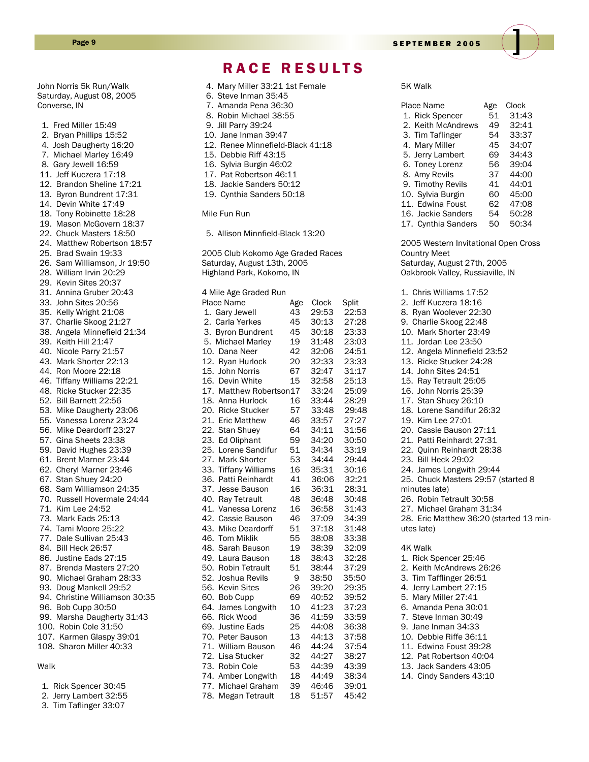# RACE RESULTS

John Norris 5k Run/Walk
Saturday, August 08, 2005
Converse, IN

1. Fred Miller 15:49
2. Bryan Phillips 15:52
4. Josh Daugherty 16:20
7. Michael Marley 16:49
8. Gary Jewell 16:59
11. Jeff Kuczera 17:18
12. Brandon Sheline 17:21
13. Byron Bundrent 17:31
14. Devin White 17:49
18. Tony Robinette 18:28
19. Mason McGovern 18:37
22. Chuck Masters 18:50
24. Matthew Robertson 18:57
25. Brad Swain 19:33
26. Sam Williamson, Jr 19:50
28. William Irvin 20:29
29. Kevin Sites 20:37
31. Annina Gruber 20:43
33. John Sites 20:56
35. Kelly Wright 21:08
37. Charlie Skoog 21:27
38. Angela Minnefield 21:34
39. Keith Hill 21:47
40. Nicole Parry 21:57
43. Mark Shorter 22:13
44. Ron Moore 22:18
46. Tiffany Williams 22:21
48. Ricke Stucker 22:35
52. Bill Barnett 22:56
53. Mike Daugherty 23:06
55. Vanessa Lorenz 23:24
56. Mike Deardorff 23:27
57. Gina Sheets 23:38
59. David Hughes 23:39
61. Brent Marner 23:44
62. Cheryl Marner 23:46
67. Stan Shuey 24:20
68. Sam Williamson 24:35
70. Russell Hovermale 24:44
71. Kim Lee 24:52
73. Mark Eads 25:13
74. Tami Moore 25:22
77. Dale Sullivan 25:43
84. Bill Heck 26:57
86. Justine Eads 27:15
87. Brenda Masters 27:20
90. Michael Graham 28:33
93. Doug Mankell 29:52
94. Christine Williamson 30:35
96. Bob Cupp 30:50
99. Marsha Daugherty 31:43
100. Robin Cole 31:50
107. Karmen Glaspy 39:01
108. Sharon Miller 40:33

Walk

1. Rick Spencer 30:45
2. Jerry Lambert 32:55
3. Tim Taflinger 33:07
4. Mary Miller 33:21 1st Female
6. Steve Inman 35:45
7. Amanda Pena 36:30
8. Robin Michael 38:55
9. Jill Parry 39:24
10. Jane Inman 39:47
12. Renee Minnefield-Black 41:18
15. Debbie Riff 43:15
16. Sylvia Burgin 46:02
17. Pat Robertson 46:11
18. Jackie Sanders 50:12
19. Cynthia Sanders 50:18

Mile Fun Run

5. Allison Minnfield-Black 13:20

2005 Club Kokomo Age Graded Races
Saturday, August 13th, 2005
Highland Park, Kokomo, IN

4 Mile Age Graded Run

| Place | Name | Age | Clock | Split |
|---|---|---|---|---|
| 1. | Gary Jewell | 43 | 29:53 | 22:53 |
| 2. | Carla Yerkes | 45 | 30:13 | 27:28 |
| 3. | Byron Bundrent | 45 | 30:18 | 23:33 |
| 5. | Michael Marley | 19 | 31:48 | 23:03 |
| 10. | Dana Neer | 42 | 32:06 | 24:51 |
| 12. | Ryan Hurlock | 20 | 32:33 | 23:33 |
| 15. | John Norris | 67 | 32:47 | 31:17 |
| 16. | Devin White | 15 | 32:58 | 25:13 |
| 17. | Matthew Robertson | 17 | 33:24 | 25:09 |
| 18. | Anna Hurlock | 16 | 33:44 | 28:29 |
| 20. | Ricke Stucker | 57 | 33:48 | 29:48 |
| 21. | Eric Matthew | 46 | 33:57 | 27:27 |
| 22. | Stan Shuey | 64 | 34:11 | 31:56 |
| 23. | Ed Oliphant | 59 | 34:20 | 30:50 |
| 25. | Lorene Sandifur | 51 | 34:34 | 33:19 |
| 27. | Mark Shorter | 53 | 34:44 | 29:44 |
| 33. | Tiffany Williams | 16 | 35:31 | 30:16 |
| 36. | Patti Reinhardt | 41 | 36:06 | 32:21 |
| 37. | Jesse Bauson | 16 | 36:31 | 28:31 |
| 40. | Ray Tetrault | 48 | 36:48 | 30:48 |
| 41. | Vanessa Lorenz | 16 | 36:58 | 31:43 |
| 42. | Cassie Bauson | 46 | 37:09 | 34:39 |
| 43. | Mike Deardorff | 51 | 37:18 | 31:48 |
| 46. | Tom Miklik | 55 | 38:08 | 33:38 |
| 48. | Sarah Bauson | 19 | 38:39 | 32:09 |
| 49. | Laura Bauson | 18 | 38:43 | 32:28 |
| 50. | Robin Tetrault | 51 | 38:44 | 37:29 |
| 52. | Joshua Revils | 9 | 38:50 | 35:50 |
| 56. | Kevin Sites | 26 | 39:20 | 29:35 |
| 60. | Bob Cupp | 69 | 40:52 | 39:52 |
| 64. | James Longwith | 10 | 41:23 | 37:23 |
| 66. | Rick Wood | 36 | 41:59 | 33:59 |
| 69. | Justine Eads | 25 | 44:08 | 36:38 |
| 70. | Peter Bauson | 13 | 44:13 | 37:58 |
| 71. | William Bauson | 46 | 44:24 | 37:54 |
| 72. | Lisa Stucker | 32 | 44:27 | 38:27 |
| 73. | Robin Cole | 53 | 44:39 | 43:39 |
| 74. | Amber Longwith | 18 | 44:49 | 38:34 |
| 77. | Michael Graham | 39 | 46:46 | 39:01 |
| 78. | Megan Tetrault | 18 | 51:57 | 45:42 |

5K Walk

| Place | Name | Age | Clock |
|---|---|---|---|
| 1. | Rick Spencer | 51 | 31:43 |
| 2. | Keith McAndrews | 49 | 32:41 |
| 3. | Tim Taflinger | 54 | 33:37 |
| 4. | Mary Miller | 45 | 34:07 |
| 5. | Jerry Lambert | 69 | 34:43 |
| 6. | Toney Lorenz | 56 | 39:04 |
| 8. | Amy Revils | 37 | 44:00 |
| 9. | Timothy Revils | 41 | 44:01 |
| 10. | Sylvia Burgin | 60 | 45:00 |
| 11. | Edwina Foust | 62 | 47:08 |
| 16. | Jackie Sanders | 54 | 50:28 |
| 17. | Cynthia Sanders | 50 | 50:34 |

2005 Western Invitational Open Cross Country Meet
Saturday, August 27th, 2005
Oakbrook Valley, Russiaville, IN

1. Chris Williams 17:52
2. Jeff Kuczera 18:16
8. Ryan Woolever 22:30
9. Charlie Skoog 22:48
10. Mark Shorter 23:49
11. Jordan Lee 23:50
12. Angela Minnefield 23:52
13. Ricke Stucker 24:28
14. John Sites 24:51
15. Ray Tetrault 25:05
16. John Norris 25:39
17. Stan Shuey 26:10
18. Lorene Sandifur 26:32
19. Kim Lee 27:01
20. Cassie Bauson 27:11
21. Patti Reinhardt 27:31
22. Quinn Reinhardt 28:38
23. Bill Heck 29:02
24. James Longwith 29:44
25. Chuck Masters 29:57 (started 8 minutes late)
26. Robin Tetrault 30:58
27. Michael Graham 31:34
28. Eric Matthew 36:20 (started 13 minutes late)

4K Walk

1. Rick Spencer 25:46
2. Keith McAndrews 26:26
3. Tim Tafflinger 26:51
4. Jerry Lambert 27:15
5. Mary Miller 27:41
6. Amanda Pena 30:01
7. Steve Inman 30:49
9. Jane Inman 34:33
10. Debbie Riffe 36:11
11. Edwina Foust 39:28
12. Pat Robertson 40:04
13. Jack Sanders 43:05
14. Cindy Sanders 43:10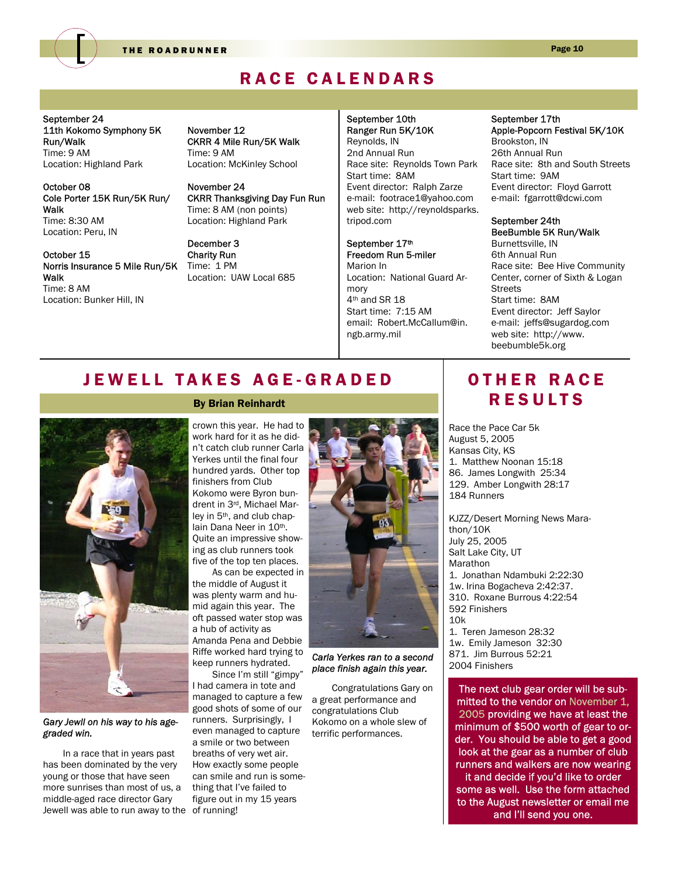# RACE CALENDARS

September 24
**11th Kokomo Symphony 5K Run/Walk**
Time: 9 AM
Location: Highland Park

October 08
**Cole Porter 15K Run/5K Run/Walk**
Time: 8:30 AM
Location: Peru, IN

October 15
**Norris Insurance 5 Mile Run/5K Walk**
Time: 8 AM
Location: Bunker Hill, IN

November 12
**CKRR 4 Mile Run/5K Walk**
Time: 9 AM
Location: McKinley School

November 24
**CKRR Thanksgiving Day Fun Run**
Time: 8 AM (non points)
Location: Highland Park

December 3
**Charity Run**
Time: 1 PM
Location: UAW Local 685

September 10th
**Ranger Run 5K/10K**
Reynolds, IN
2nd Annual Run
Race site: Reynolds Town Park
Start time: 8AM
Event director: Ralph Zarze
e-mail: footrace1@yahoo.com
web site: http://reynoldsparks.tripod.com

September 17th
**Freedom Run 5-miler**
Marion In
Location: National Guard Armory
4th and SR 18
Start time: 7:15 AM
email: Robert.McCallum@in.ngb.army.mil

September 17th
**Apple-Popcorn Festival 5K/10K**
Brookston, IN
26th Annual Run
Race site: 8th and South Streets
Start time: 9AM
Event director: Floyd Garrott
e-mail: fgarrott@dcwi.com

September 24th
**BeeBumble 5K Run/Walk**
Burnettsville, IN
6th Annual Run
Race site: Bee Hive Community Center, corner of Sixth & Logan Streets
Start time: 8AM
Event director: Jeff Saylor
e-mail: jeffs@sugardog.com
web site: http://www.beebumble5k.org

# JEWELL TAKES AGE-GRADED

**By Brian Reinhardt**

*Gary Jewll on his way to his age-graded win.*

In a race that in years past has been dominated by the very young or those that have seen more sunrises than most of us, a middle-aged race director Gary Jewell was able to run away to the crown this year. He had to work hard for it as he didn't catch club runner Carla Yerkes until the final four hundred yards. Other top finishers from Club Kokomo were Byron bundrent in 3rd, Michael Marley in 5th, and club chaplain Dana Neer in 10th. Quite an impressive showing as club runners took five of the top ten places.

As can be expected in the middle of August it was plenty warm and humid again this year. The oft passed water stop was a hub of activity as Amanda Pena and Debbie Riffe worked hard trying to keep runners hydrated.

Since I'm still "gimpy" I had camera in tote and managed to capture a few good shots of some of our runners. Surprisingly, I even managed to capture a smile or two between breaths of very wet air. How exactly some people can smile and run is something that I've failed to figure out in my 15 years of running!

*Carla Yerkes ran to a second place finish again this year.*

Congratulations Gary on a great performance and congratulations Club Kokomo on a whole slew of terrific performances.

# OTHER RACE RESULTS

Race the Pace Car 5k
August 5, 2005
Kansas City, KS
1. Matthew Noonan 15:18
86. James Longwith 25:34
129. Amber Longwith 28:17
184 Runners

KJZZ/Desert Morning News Marathon/10K
July 25, 2005
Salt Lake City, UT
Marathon
1. Jonathan Ndambuki 2:22:30
1w. Irina Bogacheva 2:42:37.
310. Roxane Burrous 4:22:54
592 Finishers
10k
1. Teren Jameson 28:32
1w. Emily Jameson 32:30
871. Jim Burrous 52:21
2004 Finishers

The next club gear order will be submitted to the vendor on November 1, 2005 providing we have at least the minimum of $500 worth of gear to order. You should be able to get a good look at the gear as a number of club runners and walkers are now wearing it and decide if you'd like to order some as well. Use the form attached to the August newsletter or email me and I'll send you one.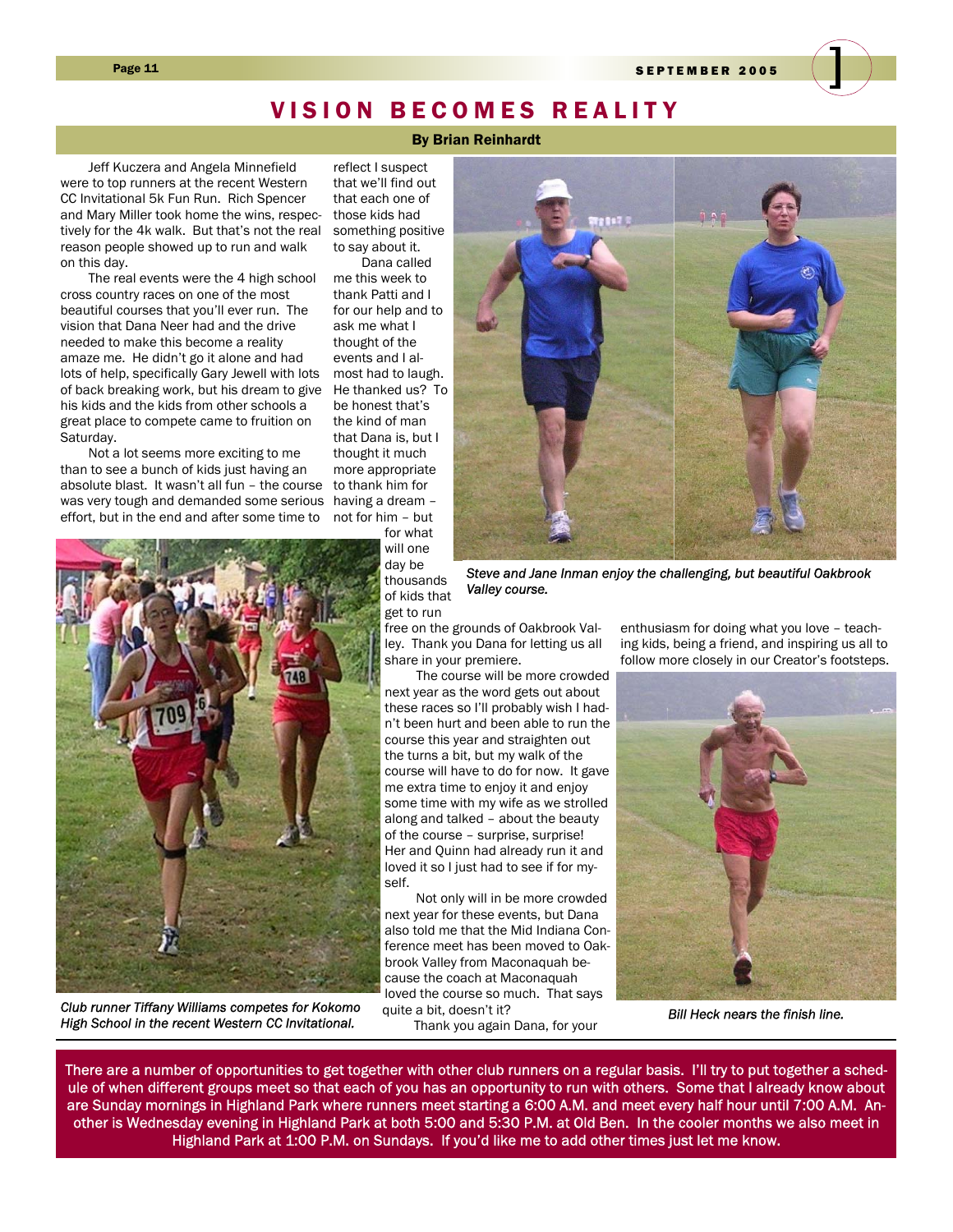# VISION BECOMES REALITY

**By Brian Reinhardt**

Jeff Kuczera and Angela Minnefield were to top runners at the recent Western CC Invitational 5k Fun Run. Rich Spencer and Mary Miller took home the wins, respectively for the 4k walk. But that's not the real reason people showed up to run and walk on this day.

The real events were the 4 high school cross country races on one of the most beautiful courses that you'll ever run. The vision that Dana Neer had and the drive needed to make this become a reality amaze me. He didn't go it alone and had lots of help, specifically Gary Jewell with lots of back breaking work, but his dream to give his kids and the kids from other schools a great place to compete came to fruition on Saturday.

Not a lot seems more exciting to me than to see a bunch of kids just having an absolute blast. It wasn't all fun – the course was very tough and demanded some serious effort, but in the end and after some time to reflect I suspect that we'll find out that each one of those kids had something positive to say about it.

Dana called me this week to thank Patti and I for our help and to ask me what I thought of the events and I almost had to laugh. He thanked us? To be honest that's the kind of man that Dana is, but I thought it much more appropriate to thank him for having a dream – not for him – but for what will one day be thousands of kids that get to run free on the grounds of Oakbrook Valley. Thank you Dana for letting us all share in your premiere.

The course will be more crowded next year as the word gets out about these races so I'll probably wish I hadn't been hurt and been able to run the course this year and straighten out the turns a bit, but my walk of the course will have to do for now. It gave me extra time to enjoy it and enjoy some time with my wife as we strolled along and talked – about the beauty of the course – surprise, surprise! Her and Quinn had already run it and loved it so I just had to see if for myself.

Not only will in be more crowded next year for these events, but Dana also told me that the Mid Indiana Conference meet has been moved to Oakbrook Valley from Maconaquah because the coach at Maconaquah loved the course so much. That says quite a bit, doesn't it?

Thank you again Dana, for your enthusiasm for doing what you love – teaching kids, being a friend, and inspiring us all to follow more closely in our Creator's footsteps.

*Steve and Jane Inman enjoy the challenging, but beautiful Oakbrook Valley course.*

*Club runner Tiffany Williams competes for Kokomo High School in the recent Western CC Invitational.*

*Bill Heck nears the finish line.*

---

There are a number of opportunities to get together with other club runners on a regular basis. I'll try to put together a schedule of when different groups meet so that each of you has an opportunity to run with others. Some that I already know about are Sunday mornings in Highland Park where runners meet starting a 6:00 A.M. and meet every half hour until 7:00 A.M. Another is Wednesday evening in Highland Park at both 5:00 and 5:30 P.M. at Old Ben. In the cooler months we also meet in Highland Park at 1:00 P.M. on Sundays. If you'd like me to add other times just let me know.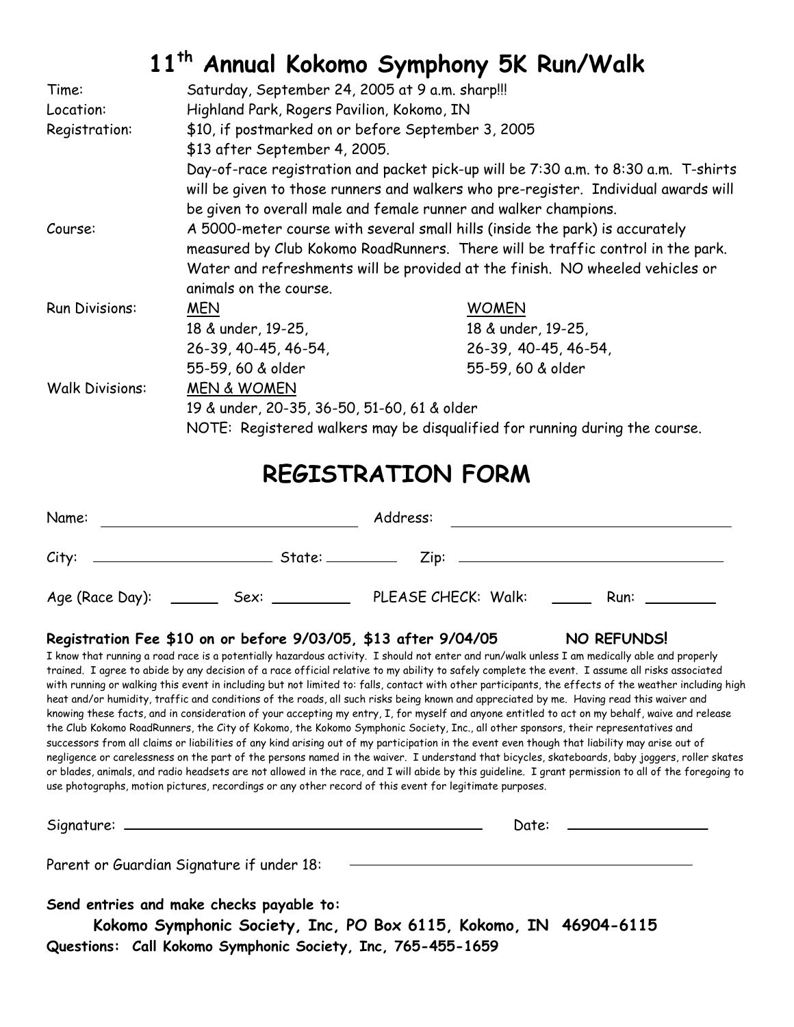# 11th Annual Kokomo Symphony 5K Run/Walk

| | |
|---|---|
| Time: | Saturday, September 24, 2005 at 9 a.m. sharp!!! |
| Location: | Highland Park, Rogers Pavilion, Kokomo, IN |
| Registration: | $10, if postmarked on or before September 3, 2005<br>$13 after September 4, 2005.<br>Day-of-race registration and packet pick-up will be 7:30 a.m. to 8:30 a.m. T-shirts will be given to those runners and walkers who pre-register. Individual awards will be given to overall male and female runner and walker champions. |
| Course: | A 5000-meter course with several small hills (inside the park) is accurately measured by Club Kokomo RoadRunners. There will be traffic control in the park. Water and refreshments will be provided at the finish. NO wheeled vehicles or animals on the course. |

| Run Divisions: | MEN | WOMEN |
|---|---|---|
| | 18 & under, 19-25, | 18 & under, 19-25, |
| | 26-39, 40-45, 46-54, | 26-39, 40-45, 46-54, |
| | 55-59, 60 & older | 55-59, 60 & older |

Walk Divisions: MEN & WOMEN

19 & under, 20-35, 36-50, 51-60, 61 & older

NOTE: Registered walkers may be disqualified for running during the course.

# REGISTRATION FORM

Name: ______________________ Address: ______________________

City: ______________________ State: __________ Zip: ______________________

Age (Race Day): ______ Sex: __________ PLEASE CHECK: Walk: _____ Run: ________

**Registration Fee $10 on or before 9/03/05, $13 after 9/04/05 NO REFUNDS!**

I know that running a road race is a potentially hazardous activity. I should not enter and run/walk unless I am medically able and properly trained. I agree to abide by any decision of a race official relative to my ability to safely complete the event. I assume all risks associated with running or walking this event in including but not limited to: falls, contact with other participants, the effects of the weather including high heat and/or humidity, traffic and conditions of the roads, all such risks being known and appreciated by me. Having read this waiver and knowing these facts, and in consideration of your accepting my entry, I, for myself and anyone entitled to act on my behalf, waive and release the Club Kokomo RoadRunners, the City of Kokomo, the Kokomo Symphonic Society, Inc., all other sponsors, their representatives and successors from all claims or liabilities of any kind arising out of my participation in the event even though that liability may arise out of negligence or carelessness on the part of the persons named in the waiver. I understand that bicycles, skateboards, baby joggers, roller skates or blades, animals, and radio headsets are not allowed in the race, and I will abide by this guideline. I grant permission to all of the foregoing to use photographs, motion pictures, recordings or any other record of this event for legitimate purposes.

Signature: ______________________________ Date: ______________

Parent or Guardian Signature if under 18: ______________________________

**Send entries and make checks payable to:**

**Kokomo Symphonic Society, Inc, PO Box 6115, Kokomo, IN 46904-6115**

**Questions: Call Kokomo Symphonic Society, Inc, 765-455-1659**